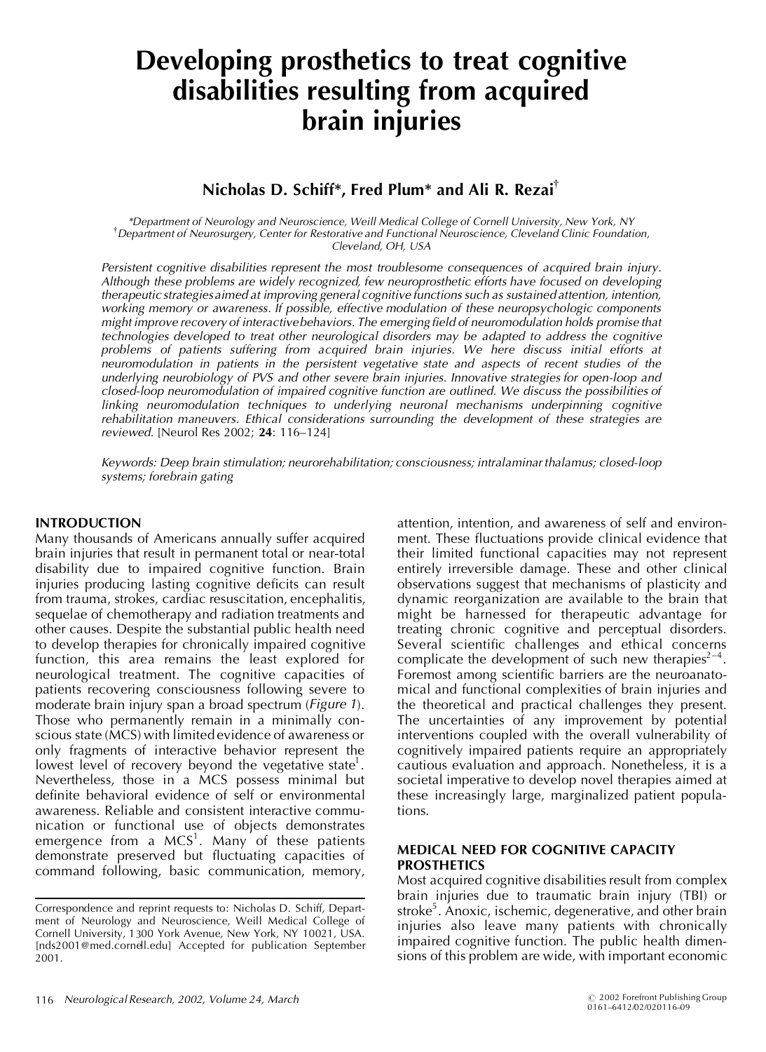# Developing prosthetics to treat cognitive disabilities resulting from acquired brain injuries

**Nicholas D. Schiff\*, Fred Plum\* and Ali R. Rezai†**

*\*Department of Neurology and Neuroscience, Weill Medical College of Cornell University, New York, NY*
*†Department of Neurosurgery, Center for Restorative and Functional Neuroscience, Cleveland Clinic Foundation, Cleveland, OH, USA*

*Persistent cognitive disabilities represent the most troublesome consequences of acquired brain injury. Although these problems are widely recognized, few neuroprosthetic efforts have focused on developing therapeutic strategies aimed at improving general cognitive functions such as sustained attention, intention, working memory or awareness. If possible, effective modulation of these neuropsychologic components might improve recovery of interactive behaviors. The emerging field of neuromodulation holds promise that technologies developed to treat other neurological disorders may be adapted to address the cognitive problems of patients suffering from acquired brain injuries. We here discuss initial efforts at neuromodulation in patients in the persistent vegetative state and aspects of recent studies of the underlying neurobiology of PVS and other severe brain injuries. Innovative strategies for open-loop and closed-loop neuromodulation of impaired cognitive function are outlined. We discuss the possibilities of linking neuromodulation techniques to underlying neuronal mechanisms underpinning cognitive rehabilitation maneuvers. Ethical considerations surrounding the development of these strategies are reviewed.* [Neurol Res 2002; **24**: 116–124]

*Keywords: Deep brain stimulation; neurorehabilitation; consciousness; intralaminar thalamus; closed-loop systems; forebrain gating*

## INTRODUCTION

Many thousands of Americans annually suffer acquired brain injuries that result in permanent total or near-total disability due to impaired cognitive function. Brain injuries producing lasting cognitive deficits can result from trauma, strokes, cardiac resuscitation, encephalitis, sequelae of chemotherapy and radiation treatments and other causes. Despite the substantial public health need to develop therapies for chronically impaired cognitive function, this area remains the least explored for neurological treatment. The cognitive capacities of patients recovering consciousness following severe to moderate brain injury span a broad spectrum (*Figure 1*). Those who permanently remain in a minimally conscious state (MCS) with limited evidence of awareness or only fragments of interactive behavior represent the lowest level of recovery beyond the vegetative state[1]. Nevertheless, those in a MCS possess minimal but definite behavioral evidence of self or environmental awareness. Reliable and consistent interactive communication or functional use of objects demonstrates emergence from a MCS[1]. Many of these patients demonstrate preserved but fluctuating capacities of command following, basic communication, memory, attention, intention, and awareness of self and environment. These fluctuations provide clinical evidence that their limited functional capacities may not represent entirely irreversible damage. These and other clinical observations suggest that mechanisms of plasticity and dynamic reorganization are available to the brain that might be harnessed for therapeutic advantage for treating chronic cognitive and perceptual disorders. Several scientific challenges and ethical concerns complicate the development of such new therapies[2–4]. Foremost among scientific barriers are the neuroanatomical and functional complexities of brain injuries and the theoretical and practical challenges they present. The uncertainties of any improvement by potential interventions coupled with the overall vulnerability of cognitively impaired patients require an appropriately cautious evaluation and approach. Nonetheless, it is a societal imperative to develop novel therapies aimed at these increasingly large, marginalized patient populations.

## MEDICAL NEED FOR COGNITIVE CAPACITY PROSTHETICS

Most acquired cognitive disabilities result from complex brain injuries due to traumatic brain injury (TBI) or stroke[5]. Anoxic, ischemic, degenerative, and other brain injuries also leave many patients with chronically impaired cognitive function. The public health dimensions of this problem are wide, with important economic

Correspondence and reprint requests to: Nicholas D. Schiff, Department of Neurology and Neuroscience, Weill Medical College of Cornell University, 1300 York Avenue, New York, NY 10021, USA. [nds2001@med.cornell.edu] Accepted for publication September 2001.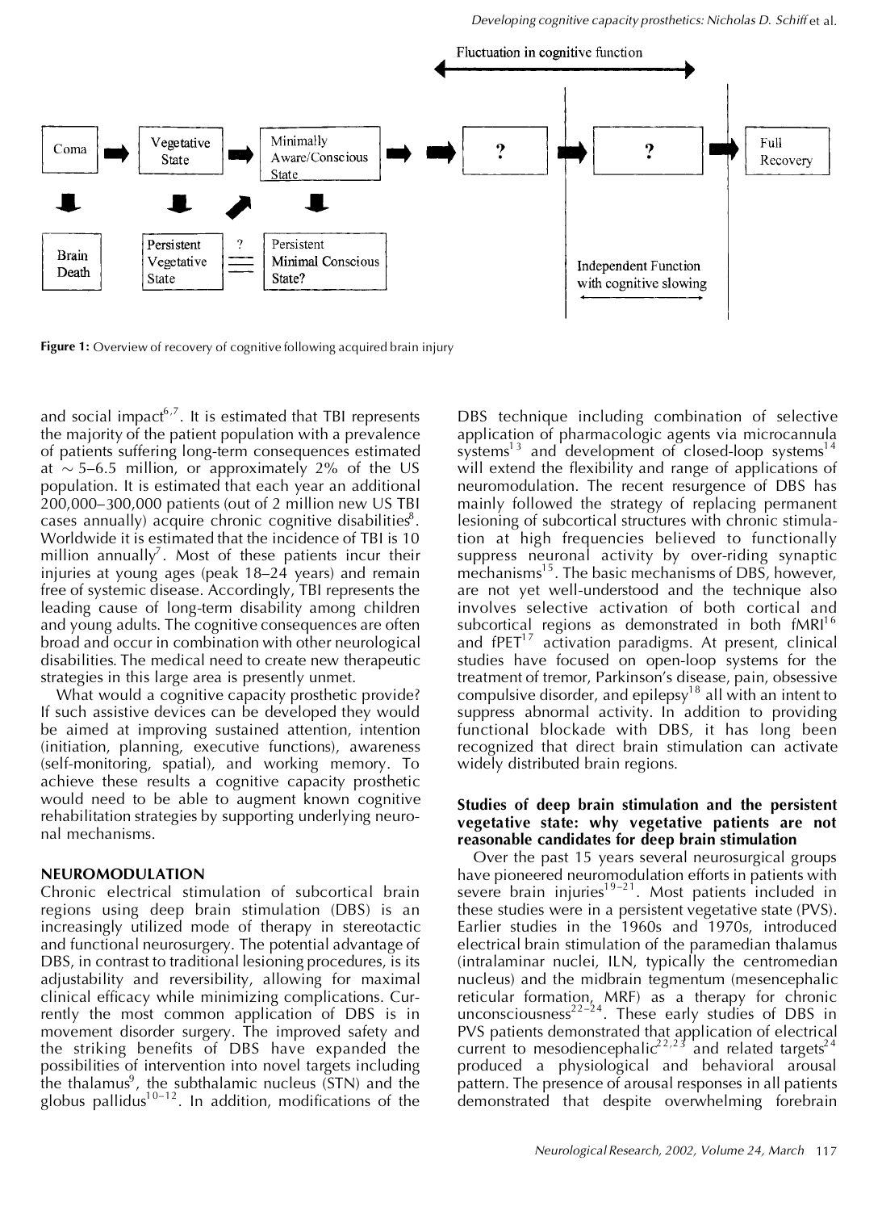Figure 1: Overview of recovery of cognitive following acquired brain injury

and social impact[6,7]. It is estimated that TBI represents the majority of the patient population with a prevalence of patients suffering long-term consequences estimated at ~ 5–6.5 million, or approximately 2% of the US population. It is estimated that each year an additional 200,000–300,000 patients (out of 2 million new US TBI cases annually) acquire chronic cognitive disabilities[8]. Worldwide it is estimated that the incidence of TBI is 10 million annually[7]. Most of these patients incur their injuries at young ages (peak 18–24 years) and remain free of systemic disease. Accordingly, TBI represents the leading cause of long-term disability among children and young adults. The cognitive consequences are often broad and occur in combination with other neurological disabilities. The medical need to create new therapeutic strategies in this large area is presently unmet.

What would a cognitive capacity prosthetic provide? If such assistive devices can be developed they would be aimed at improving sustained attention, intention (initiation, planning, executive functions), awareness (self-monitoring, spatial), and working memory. To achieve these results a cognitive capacity prosthetic would need to be able to augment known cognitive rehabilitation strategies by supporting underlying neuronal mechanisms.

## NEUROMODULATION

Chronic electrical stimulation of subcortical brain regions using deep brain stimulation (DBS) is an increasingly utilized mode of therapy in stereotactic and functional neurosurgery. The potential advantage of DBS, in contrast to traditional lesioning procedures, is its adjustability and reversibility, allowing for maximal clinical efficacy while minimizing complications. Currently the most common application of DBS is in movement disorder surgery. The improved safety and the striking benefits of DBS have expanded the possibilities of intervention into novel targets including the thalamus[9], the subthalamic nucleus (STN) and the globus pallidus[10–12]. In addition, modifications of the DBS technique including combination of selective application of pharmacologic agents via microcannula systems[13] and development of closed-loop systems[14] will extend the flexibility and range of applications of neuromodulation. The recent resurgence of DBS has mainly followed the strategy of replacing permanent lesioning of subcortical structures with chronic stimulation at high frequencies believed to functionally suppress neuronal activity by over-riding synaptic mechanisms[15]. The basic mechanisms of DBS, however, are not yet well-understood and the technique also involves selective activation of both cortical and subcortical regions as demonstrated in both fMRI[16] and fPET[17] activation paradigms. At present, clinical studies have focused on open-loop systems for the treatment of tremor, Parkinson's disease, pain, obsessive compulsive disorder, and epilepsy[18] all with an intent to suppress abnormal activity. In addition to providing functional blockade with DBS, it has long been recognized that direct brain stimulation can activate widely distributed brain regions.

### Studies of deep brain stimulation and the persistent vegetative state: why vegetative patients are not reasonable candidates for deep brain stimulation

Over the past 15 years several neurosurgical groups have pioneered neuromodulation efforts in patients with severe brain injuries[19–21]. Most patients included in these studies were in a persistent vegetative state (PVS). Earlier studies in the 1960s and 1970s, introduced electrical brain stimulation of the paramedian thalamus (intralaminar nuclei, ILN, typically the centromedian nucleus) and the midbrain tegmentum (mesencephalic reticular formation, MRF) as a therapy for chronic unconsciousness[22–24]. These early studies of DBS in PVS patients demonstrated that application of electrical current to mesodiencephalic[22,23] and related targets[24] produced a physiological and behavioral arousal pattern. The presence of arousal responses in all patients demonstrated that despite overwhelming forebrain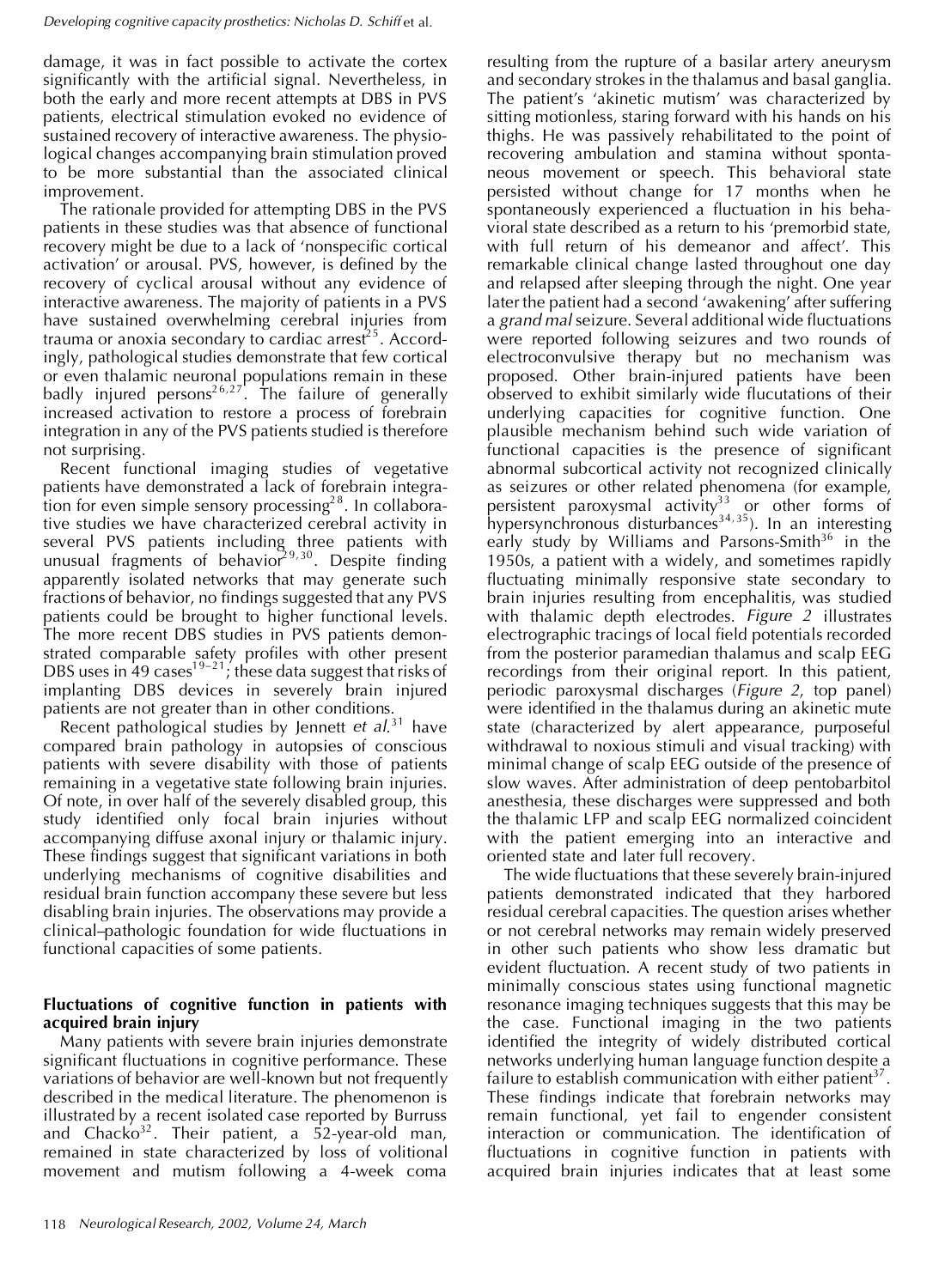damage, it was in fact possible to activate the cortex significantly with the artificial signal. Nevertheless, in both the early and more recent attempts at DBS in PVS patients, electrical stimulation evoked no evidence of sustained recovery of interactive awareness. The physiological changes accompanying brain stimulation proved to be more substantial than the associated clinical improvement.

The rationale provided for attempting DBS in the PVS patients in these studies was that absence of functional recovery might be due to a lack of 'nonspecific cortical activation' or arousal. PVS, however, is defined by the recovery of cyclical arousal without any evidence of interactive awareness. The majority of patients in a PVS have sustained overwhelming cerebral injuries from trauma or anoxia secondary to cardiac arrest[25]. Accordingly, pathological studies demonstrate that few cortical or even thalamic neuronal populations remain in these badly injured persons[26,27]. The failure of generally increased activation to restore a process of forebrain integration in any of the PVS patients studied is therefore not surprising.

Recent functional imaging studies of vegetative patients have demonstrated a lack of forebrain integration for even simple sensory processing[28]. In collaborative studies we have characterized cerebral activity in several PVS patients including three patients with unusual fragments of behavior[29,30]. Despite finding apparently isolated networks that may generate such fractions of behavior, no findings suggested that any PVS patients could be brought to higher functional levels. The more recent DBS studies in PVS patients demonstrated comparable safety profiles with other present DBS uses in 49 cases[19–21]; these data suggest that risks of implanting DBS devices in severely brain injured patients are not greater than in other conditions.

Recent pathological studies by Jennett *et al.*[31] have compared brain pathology in autopsies of conscious patients with severe disability with those of patients remaining in a vegetative state following brain injuries. Of note, in over half of the severely disabled group, this study identified only focal brain injuries without accompanying diffuse axonal injury or thalamic injury. These findings suggest that significant variations in both underlying mechanisms of cognitive disabilities and residual brain function accompany these severe but less disabling brain injuries. The observations may provide a clinical–pathologic foundation for wide fluctuations in functional capacities of some patients.

## Fluctuations of cognitive function in patients with acquired brain injury

Many patients with severe brain injuries demonstrate significant fluctuations in cognitive performance. These variations of behavior are well-known but not frequently described in the medical literature. The phenomenon is illustrated by a recent isolated case reported by Burruss and Chacko[32]. Their patient, a 52-year-old man, remained in state characterized by loss of volitional movement and mutism following a 4-week coma resulting from the rupture of a basilar artery aneurysm and secondary strokes in the thalamus and basal ganglia. The patient's 'akinetic mutism' was characterized by sitting motionless, staring forward with his hands on his thighs. He was passively rehabilitated to the point of recovering ambulation and stamina without spontaneous movement or speech. This behavioral state persisted without change for 17 months when he spontaneously experienced a fluctuation in his behavioral state described as a return to his 'premorbid state, with full return of his demeanor and affect'. This remarkable clinical change lasted throughout one day and relapsed after sleeping through the night. One year later the patient had a second 'awakening' after suffering a *grand mal* seizure. Several additional wide fluctuations were reported following seizures and two rounds of electroconvulsive therapy but no mechanism was proposed. Other brain-injured patients have been observed to exhibit similarly wide flucutations of their underlying capacities for cognitive function. One plausible mechanism behind such wide variation of functional capacities is the presence of significant abnormal subcortical activity not recognized clinically as seizures or other related phenomena (for example, persistent paroxysmal activity[33] or other forms of hypersynchronous disturbances[34,35]). In an interesting early study by Williams and Parsons-Smith[36] in the 1950s, a patient with a widely, and sometimes rapidly fluctuating minimally responsive state secondary to brain injuries resulting from encephalitis, was studied with thalamic depth electrodes. *Figure 2* illustrates electrographic tracings of local field potentials recorded from the posterior paramedian thalamus and scalp EEG recordings from their original report. In this patient, periodic paroxysmal discharges (*Figure 2*, top panel) were identified in the thalamus during an akinetic mute state (characterized by alert appearance, purposeful withdrawal to noxious stimuli and visual tracking) with minimal change of scalp EEG outside of the presence of slow waves. After administration of deep pentobarbitol anesthesia, these discharges were suppressed and both the thalamic LFP and scalp EEG normalized coincident with the patient emerging into an interactive and oriented state and later full recovery.

The wide fluctuations that these severely brain-injured patients demonstrated indicated that they harbored residual cerebral capacities. The question arises whether or not cerebral networks may remain widely preserved in other such patients who show less dramatic but evident fluctuation. A recent study of two patients in minimally conscious states using functional magnetic resonance imaging techniques suggests that this may be the case. Functional imaging in the two patients identified the integrity of widely distributed cortical networks underlying human language function despite a failure to establish communication with either patient[37]. These findings indicate that forebrain networks may remain functional, yet fail to engender consistent interaction or communication. The identification of fluctuations in cognitive function in patients with acquired brain injuries indicates that at least some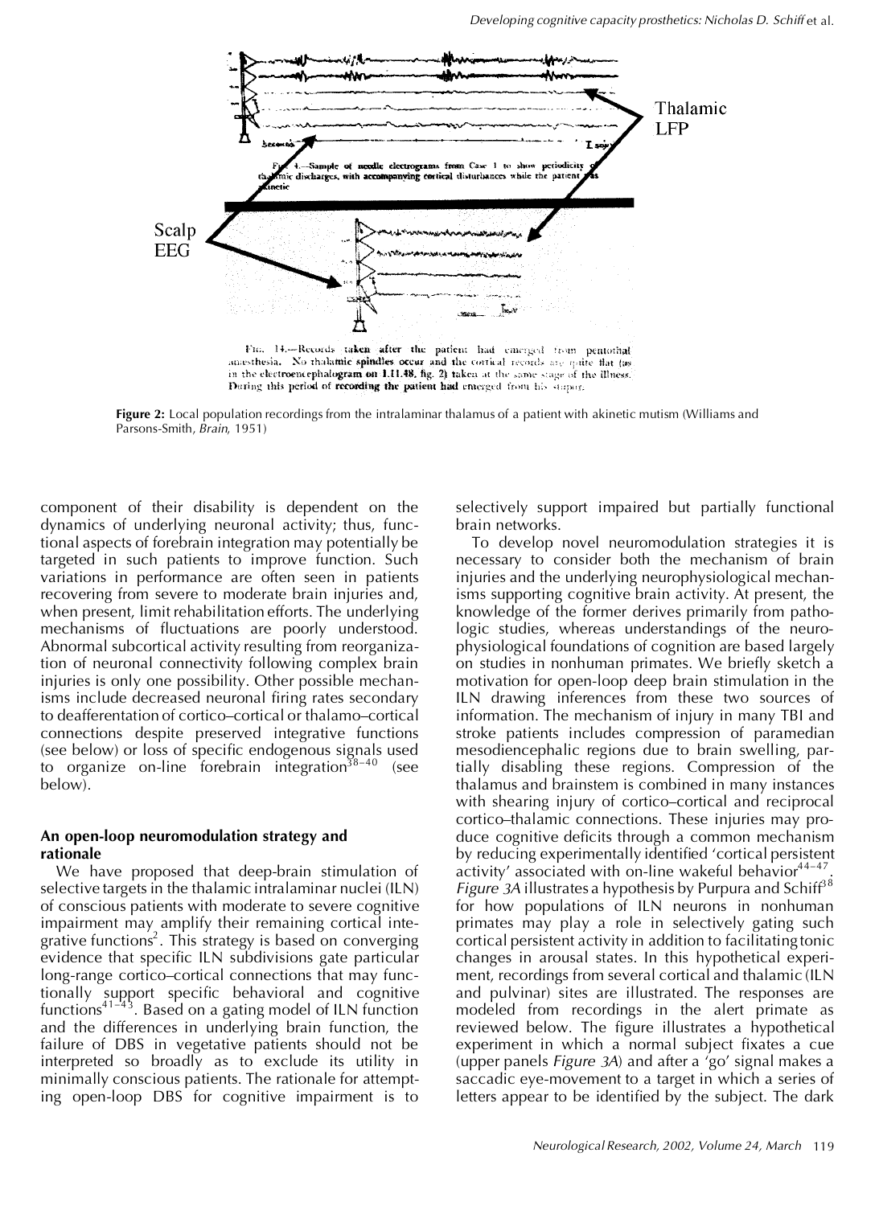**Figure 2:** Local population recordings from the intralaminar thalamus of a patient with akinetic mutism (Williams and Parsons-Smith, *Brain*, 1951)

component of their disability is dependent on the dynamics of underlying neuronal activity; thus, functional aspects of forebrain integration may potentially be targeted in such patients to improve function. Such variations in performance are often seen in patients recovering from severe to moderate brain injuries and, when present, limit rehabilitation efforts. The underlying mechanisms of fluctuations are poorly understood. Abnormal subcortical activity resulting from reorganization of neuronal connectivity following complex brain injuries is only one possibility. Other possible mechanisms include decreased neuronal firing rates secondary to deafferentation of cortico–cortical or thalamo–cortical connections despite preserved integrative functions (see below) or loss of specific endogenous signals used to organize on-line forebrain integration[38–40] (see below).

### An open-loop neuromodulation strategy and rationale

We have proposed that deep-brain stimulation of selective targets in the thalamic intralaminar nuclei (ILN) of conscious patients with moderate to severe cognitive impairment may amplify their remaining cortical integrative functions[2]. This strategy is based on converging evidence that specific ILN subdivisions gate particular long-range cortico–cortical connections that may functionally support specific behavioral and cognitive functions[41–43]. Based on a gating model of ILN function and the differences in underlying brain function, the failure of DBS in vegetative patients should not be interpreted so broadly as to exclude its utility in minimally conscious patients. The rationale for attempting open-loop DBS for cognitive impairment is to selectively support impaired but partially functional brain networks.

To develop novel neuromodulation strategies it is necessary to consider both the mechanism of brain injuries and the underlying neurophysiological mechanisms supporting cognitive brain activity. At present, the knowledge of the former derives primarily from pathologic studies, whereas understandings of the neurophysiological foundations of cognition are based largely on studies in nonhuman primates. We briefly sketch a motivation for open-loop deep brain stimulation in the ILN drawing inferences from these two sources of information. The mechanism of injury in many TBI and stroke patients includes compression of paramedian mesodiencephalic regions due to brain swelling, partially disabling these regions. Compression of the thalamus and brainstem is combined in many instances with shearing injury of cortico–cortical and reciprocal cortico–thalamic connections. These injuries may produce cognitive deficits through a common mechanism by reducing experimentally identified 'cortical persistent activity' associated with on-line wakeful behavior[44–47]. *Figure 3A* illustrates a hypothesis by Purpura and Schiff[38] for how populations of ILN neurons in nonhuman primates may play a role in selectively gating such cortical persistent activity in addition to facilitating tonic changes in arousal states. In this hypothetical experiment, recordings from several cortical and thalamic (ILN and pulvinar) sites are illustrated. The responses are modeled from recordings in the alert primate as reviewed below. The figure illustrates a hypothetical experiment in which a normal subject fixates a cue (upper panels *Figure 3A*) and after a 'go' signal makes a saccadic eye-movement to a target in which a series of letters appear to be identified by the subject. The dark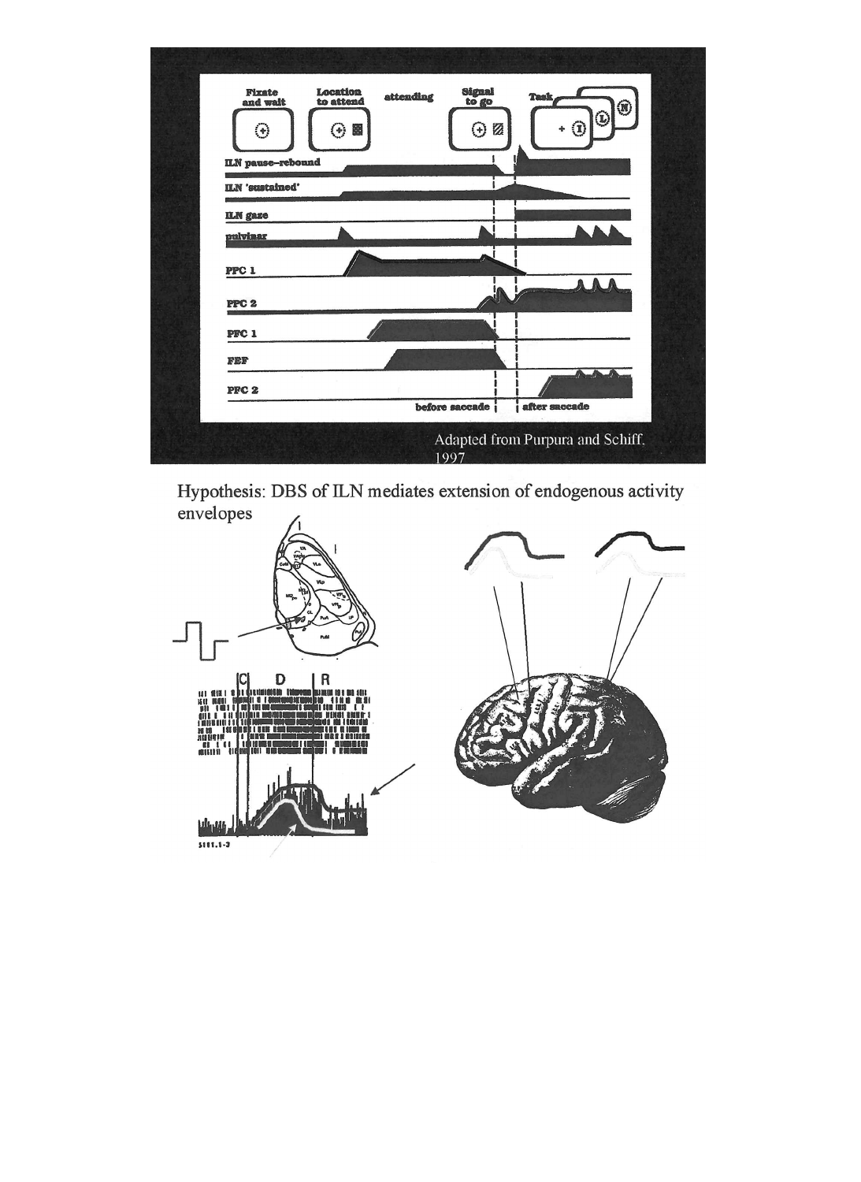Fixate and wait

Location to attend

attending

Signal to go

Task

ILN pause–rebound

ILN 'sustained'

ILN gaze

pulvinar

PPC 1

PPC 2

PFC 1

FEF

PFC 2

before saccade | after saccade

Adapted from Purpura and Schiff, 1997

Hypothesis: DBS of ILN mediates extension of endogenous activity envelopes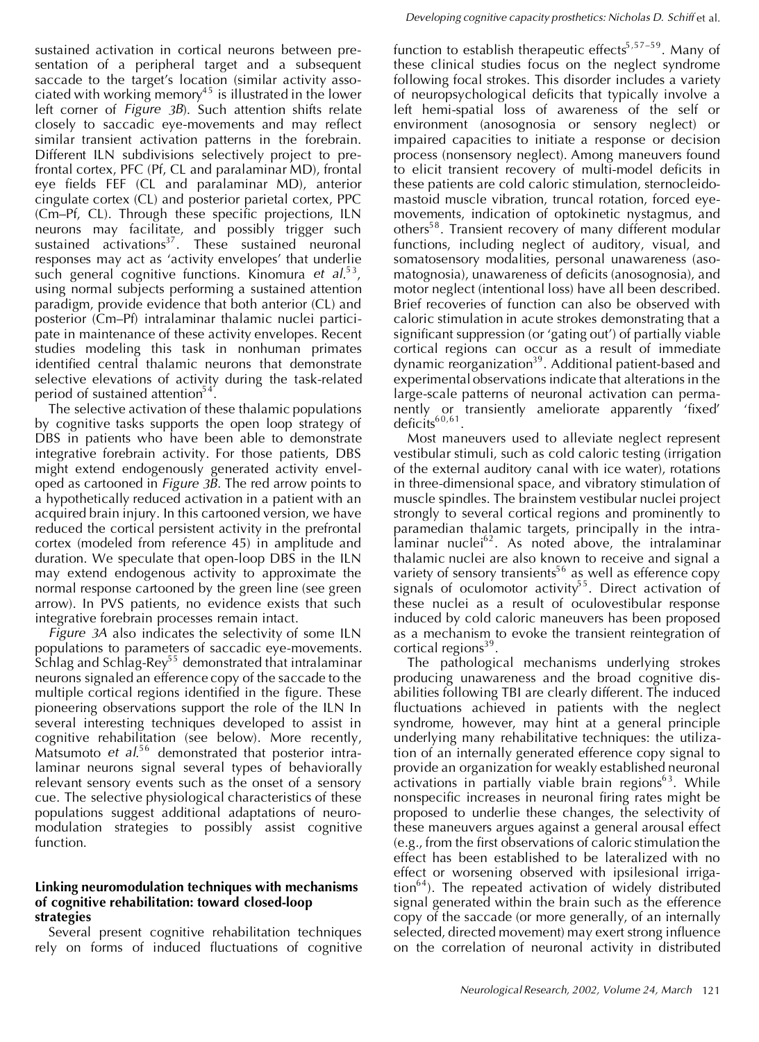sustained activation in cortical neurons between presentation of a peripheral target and a subsequent saccade to the target's location (similar activity associated with working memory[45] is illustrated in the lower left corner of *Figure 3B*). Such attention shifts relate closely to saccadic eye-movements and may reflect similar transient activation patterns in the forebrain. Different ILN subdivisions selectively project to prefrontal cortex, PFC (Pf, CL and paralaminar MD), frontal eye fields FEF (CL and paralaminar MD), anterior cingulate cortex (CL) and posterior parietal cortex, PPC (Cm–Pf, CL). Through these specific projections, ILN neurons may facilitate, and possibly trigger such sustained activations[37]. These sustained neuronal responses may act as 'activity envelopes' that underlie such general cognitive functions. Kinomura *et al.*[53], using normal subjects performing a sustained attention paradigm, provide evidence that both anterior (CL) and posterior (Cm–Pf) intralaminar thalamic nuclei participate in maintenance of these activity envelopes. Recent studies modeling this task in nonhuman primates identified central thalamic neurons that demonstrate selective elevations of activity during the task-related period of sustained attention[54].

The selective activation of these thalamic populations by cognitive tasks supports the open loop strategy of DBS in patients who have been able to demonstrate integrative forebrain activity. For those patients, DBS might extend endogenously generated activity enveloped as cartooned in *Figure 3B*. The red arrow points to a hypothetically reduced activation in a patient with an acquired brain injury. In this cartooned version, we have reduced the cortical persistent activity in the prefrontal cortex (modeled from reference 45) in amplitude and duration. We speculate that open-loop DBS in the ILN may extend endogenous activity to approximate the normal response cartooned by the green line (see green arrow). In PVS patients, no evidence exists that such integrative forebrain processes remain intact.

*Figure 3A* also indicates the selectivity of some ILN populations to parameters of saccadic eye-movements. Schlag and Schlag-Rey[55] demonstrated that intralaminar neurons signaled an efference copy of the saccade to the multiple cortical regions identified in the figure. These pioneering observations support the role of the ILN In several interesting techniques developed to assist in cognitive rehabilitation (see below). More recently, Matsumoto *et al.*[56] demonstrated that posterior intralaminar neurons signal several types of behaviorally relevant sensory events such as the onset of a sensory cue. The selective physiological characteristics of these populations suggest additional adaptations of neuromodulation strategies to possibly assist cognitive function.

## Linking neuromodulation techniques with mechanisms of cognitive rehabilitation: toward closed-loop strategies

Several present cognitive rehabilitation techniques rely on forms of induced fluctuations of cognitive function to establish therapeutic effects[5,57–59]. Many of these clinical studies focus on the neglect syndrome following focal strokes. This disorder includes a variety of neuropsychological deficits that typically involve a left hemi-spatial loss of awareness of the self or environment (anosognosia or sensory neglect) or impaired capacities to initiate a response or decision process (nonsensory neglect). Among maneuvers found to elicit transient recovery of multi-model deficits in these patients are cold caloric stimulation, sternocleidomastoid muscle vibration, truncal rotation, forced eye-movements, indication of optokinetic nystagmus, and others[58]. Transient recovery of many different modular functions, including neglect of auditory, visual, and somatosensory modalities, personal unawareness (asomatognosia), unawareness of deficits (anosognosia), and motor neglect (intentional loss) have all been described. Brief recoveries of function can also be observed with caloric stimulation in acute strokes demonstrating that a significant suppression (or 'gating out') of partially viable cortical regions can occur as a result of immediate dynamic reorganization[39]. Additional patient-based and experimental observations indicate that alterations in the large-scale patterns of neuronal activation can permanently or transiently ameliorate apparently 'fixed' deficits[60,61].

Most maneuvers used to alleviate neglect represent vestibular stimuli, such as cold caloric testing (irrigation of the external auditory canal with ice water), rotations in three-dimensional space, and vibratory stimulation of muscle spindles. The brainstem vestibular nuclei project strongly to several cortical regions and prominently to paramedian thalamic targets, principally in the intralaminar nuclei[62]. As noted above, the intralaminar thalamic nuclei are also known to receive and signal a variety of sensory transients[56] as well as efference copy signals of oculomotor activity[55]. Direct activation of these nuclei as a result of oculovestibular response induced by cold caloric maneuvers has been proposed as a mechanism to evoke the transient reintegration of cortical regions[39].

The pathological mechanisms underlying strokes producing unawareness and the broad cognitive disabilities following TBI are clearly different. The induced fluctuations achieved in patients with the neglect syndrome, however, may hint at a general principle underlying many rehabilitative techniques: the utilization of an internally generated efference copy signal to provide an organization for weakly established neuronal activations in partially viable brain regions[63]. While nonspecific increases in neuronal firing rates might be proposed to underlie these changes, the selectivity of these maneuvers argues against a general arousal effect (e.g., from the first observations of caloric stimulation the effect has been established to be lateralized with no effect or worsening observed with ipsilesional irrigation[64]). The repeated activation of widely distributed signal generated within the brain such as the efference copy of the saccade (or more generally, of an internally selected, directed movement) may exert strong influence on the correlation of neuronal activity in distributed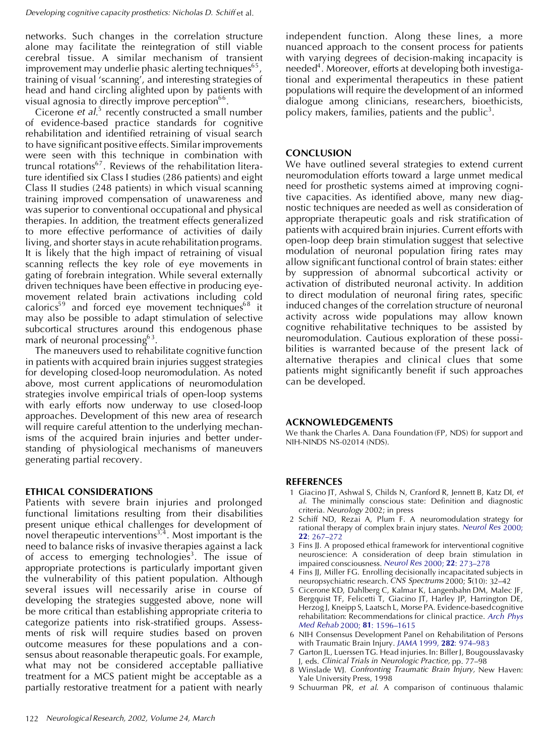networks. Such changes in the correlation structure alone may facilitate the reintegration of still viable cerebral tissue. A similar mechanism of transient improvement may underlie phasic alerting techniques[65], training of visual 'scanning', and interesting strategies of head and hand circling alighted upon by patients with visual agnosia to directly improve perception[66].

Cicerone *et al*.[5] recently constructed a small number of evidence-based practice standards for cognitive rehabilitation and identified retraining of visual search to have significant positive effects. Similar improvements were seen with this technique in combination with truncal rotations[67]. Reviews of the rehabilitation literature identified six Class I studies (286 patients) and eight Class II studies (248 patients) in which visual scanning training improved compensation of unawareness and was superior to conventional occupational and physical therapies. In addition, the treatment effects generalized to more effective performance of activities of daily living, and shorter stays in acute rehabilitation programs. It is likely that the high impact of retraining of visual scanning reflects the key role of eye movements in gating of forebrain integration. While several externally driven techniques have been effective in producing eye-movement related brain activations including cold calorics[59] and forced eye movement techniques[68] it may also be possible to adapt stimulation of selective subcortical structures around this endogenous phase mark of neuronal processing[63].

The maneuvers used to rehabilitate cognitive function in patients with acquired brain injuries suggest strategies for developing closed-loop neuromodulation. As noted above, most current applications of neuromodulation strategies involve empirical trials of open-loop systems with early efforts now underway to use closed-loop approaches. Development of this new area of research will require careful attention to the underlying mechanisms of the acquired brain injuries and better understanding of physiological mechanisms of maneuvers generating partial recovery.

## ETHICAL CONSIDERATIONS

Patients with severe brain injuries and prolonged functional limitations resulting from their disabilities present unique ethical challenges for development of novel therapeutic interventions[3,4]. Most important is the need to balance risks of invasive therapies against a lack of access to emerging technologies[3]. The issue of appropriate protections is particularly important given the vulnerability of this patient population. Although several issues will necessarily arise in course of developing the strategies suggested above, none will be more critical than establishing appropriate criteria to categorize patients into risk-stratified groups. Assessments of risk will require studies based on proven outcome measures for these populations and a consensus about reasonable therapeutic goals. For example, what may not be considered acceptable palliative treatment for a MCS patient might be acceptable as a partially restorative treatment for a patient with nearly independent function. Along these lines, a more nuanced approach to the consent process for patients with varying degrees of decision-making incapacity is needed[4]. Moreover, efforts at developing both investigational and experimental therapeutics in these patient populations will require the development of an informed dialogue among clinicians, researchers, bioethicists, policy makers, families, patients and the public[3].

## CONCLUSION

We have outlined several strategies to extend current neuromodulation efforts toward a large unmet medical need for prosthetic systems aimed at improving cognitive capacities. As identified above, many new diagnostic techniques are needed as well as consideration of appropriate therapeutic goals and risk stratification of patients with acquired brain injuries. Current efforts with open-loop deep brain stimulation suggest that selective modulation of neuronal population firing rates may allow significant functional control of brain states: either by suppression of abnormal subcortical activity or activation of distributed neuronal activity. In addition to direct modulation of neuronal firing rates, specific induced changes of the correlation structure of neuronal activity across wide populations may allow known cognitive rehabilitative techniques to be assisted by neuromodulation. Cautious exploration of these possibilities is warranted because of the present lack of alternative therapies and clinical clues that some patients might significantly benefit if such approaches can be developed.

## ACKNOWLEDGEMENTS

We thank the Charles A. Dana Foundation (FP, NDS) for support and NIH-NINDS NS-02014 (NDS).

## REFERENCES

1. Giacino JT, Ashwal S, Childs N, Cranford R, Jennett B, Katz DI, *et al*. The minimally conscious state: Definition and diagnostic criteria. *Neurology* 2002; in press
2. Schiff ND, Rezai A, Plum F. A neuromodulation strategy for rational therapy of complex brain injury states. *Neurol Res* 2000; **22**: 267–272
3. Fins JJ. A proposed ethical framework for interventional cognitive neuroscience: A consideration of deep brain stimulation in impaired consciousness. *Neurol Res* 2000; **22**: 273–278
4. Fins JJ, Miller FG. Enrolling decisionally incapacitated subjects in neuropsychiatric research. *CNS Spectrums* 2000; **5**(10): 32–42
5. Cicerone KD, Dahlberg C, Kalmar K, Langenbahn DM, Malec JF, Bergquist TF, Felicetti T, Giacino JT, Harley JP, Harrington DE, Herzog J, Kneipp S, Laatsch L, Morse PA. Evidence-based cognitive rehabilitation: Recommendations for clinical practice. *Arch Phys Med Rehab* 2000; **81**: 1596–1615
6. NIH Consensus Development Panel on Rehabilitation of Persons with Traumatic Brain Injury. *JAMA* 1999, **282**: 974–983
7. Garton JL, Luerssen TG. Head injuries. In: Biller J, Bougousslavasky J, eds. *Clinical Trials in Neurologic Practice*, pp. 77–98
8. Winslade WJ. *Confronting Traumatic Brain Injury*, New Haven: Yale University Press, 1998
9. Schuurman PR, *et al.* A comparison of continuous thalamic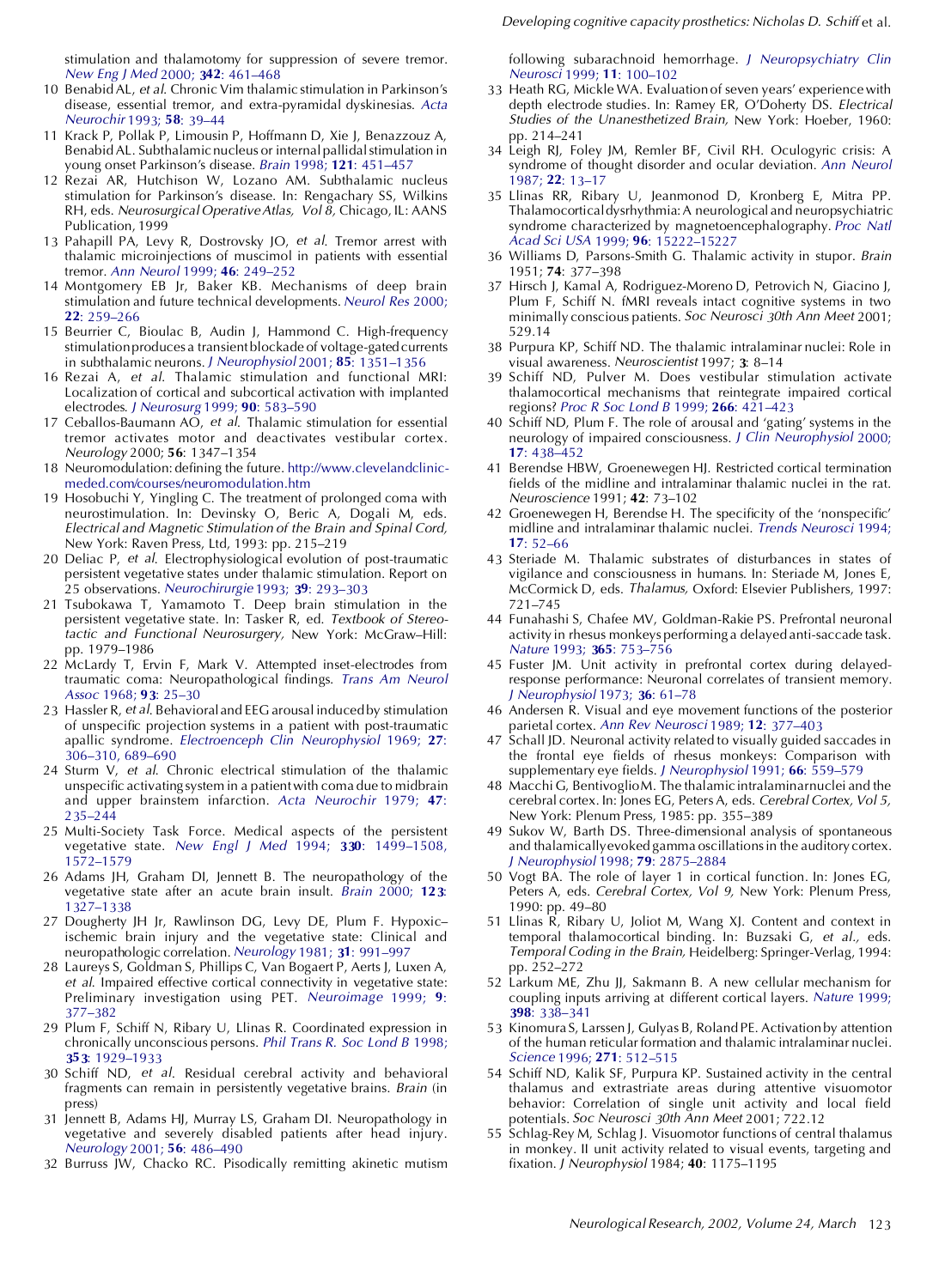stimulation and thalamotomy for suppression of severe tremor. *New Eng J Med* 2000; **342**: 461–468

10 Benabid AL, *et al*. Chronic Vim thalamic stimulation in Parkinson's disease, essential tremor, and extra-pyramidal dyskinesias. *Acta Neurochir* 1993; **58**: 39–44

11 Krack P, Pollak P, Limousin P, Hoffmann D, Xie J, Benazzouz A, Benabid AL. Subthalamic nucleus or internal pallidal stimulation in young onset Parkinson's disease. *Brain* 1998; **121**: 451–457

12 Rezai AR, Hutchison W, Lozano AM. Subthalamic nucleus stimulation for Parkinson's disease. In: Rengachary SS, Wilkins RH, eds. *Neurosurgical Operative Atlas, Vol 8,* Chicago, IL: AANS Publication, 1999

13 Pahapill PA, Levy R, Dostrovsky JO, *et al*. Tremor arrest with thalamic microinjections of muscimol in patients with essential tremor. *Ann Neurol* 1999; **46**: 249–252

14 Montgomery EB Jr, Baker KB. Mechanisms of deep brain stimulation and future technical developments. *Neurol Res* 2000; **22**: 259–266

15 Beurrier C, Bioulac B, Audin J, Hammond C. High-frequency stimulation produces a transient blockade of voltage-gated currents in subthalamic neurons. *J Neurophysiol* 2001; **85**: 1351–1356

16 Rezai A, *et al*. Thalamic stimulation and functional MRI: Localization of cortical and subcortical activation with implanted electrodes. *J Neurosurg* 1999; **90**: 583–590

17 Ceballos-Baumann AO, *et al*. Thalamic stimulation for essential tremor activates motor and deactivates vestibular cortex. *Neurology* 2000; **56**: 1347–1354

18 Neuromodulation: defining the future. http://www.clevelandclinic-meded.com/courses/neuromodulation.htm

19 Hosobuchi Y, Yingling C. The treatment of prolonged coma with neurostimulation. In: Devinsky O, Beric A, Dogali M, eds. *Electrical and Magnetic Stimulation of the Brain and Spinal Cord,* New York: Raven Press, Ltd, 1993: pp. 215–219

20 Deliac P, *et al*. Electrophysiological evolution of post-traumatic persistent vegetative states under thalamic stimulation. Report on 25 observations. *Neurochirurgie* 1993; **39**: 293–303

21 Tsubokawa T, Yamamoto T. Deep brain stimulation in the persistent vegetative state. In: Tasker R, ed. *Textbook of Stereotactic and Functional Neurosurgery,* New York: McGraw–Hill: pp. 1979–1986

22 McLardy T, Ervin F, Mark V. Attempted inset-electrodes from traumatic coma: Neuropathological findings. *Trans Am Neurol Assoc* 1968; **93**: 25–30

23 Hassler R, *et al*. Behavioral and EEG arousal induced by stimulation of unspecific projection systems in a patient with post-traumatic apallic syndrome. *Electroenceph Clin Neurophysiol* 1969; **27**: 306–310, 689–690

24 Sturm V, *et al*. Chronic electrical stimulation of the thalamic unspecific activating system in a patient with coma due to midbrain and upper brainstem infarction. *Acta Neurochir* 1979; **47**: 235–244

25 Multi-Society Task Force. Medical aspects of the persistent vegetative state. *New Engl J Med* 1994; **330**: 1499–1508, 1572–1579

26 Adams JH, Graham DI, Jennett B. The neuropathology of the vegetative state after an acute brain insult. *Brain* 2000; **123**: 1327–1338

27 Dougherty JH Jr, Rawlinson DG, Levy DE, Plum F. Hypoxic–ischemic brain injury and the vegetative state: Clinical and neuropathologic correlation. *Neurology* 1981; **31**: 991–997

28 Laureys S, Goldman S, Phillips C, Van Bogaert P, Aerts J, Luxen A, *et al*. Impaired effective cortical connectivity in vegetative state: Preliminary investigation using PET. *Neuroimage* 1999; **9**: 377–382

29 Plum F, Schiff N, Ribary U, Llinas R. Coordinated expression in chronically unconscious persons. *Phil Trans R. Soc Lond B* 1998; **353**: 1929–1933

30 Schiff ND, *et al*. Residual cerebral activity and behavioral fragments can remain in persistently vegetative brains. *Brain* (in press)

31 Jennett B, Adams HJ, Murray LS, Graham DI. Neuropathology in vegetative and severely disabled patients after head injury. *Neurology* 2001; **56**: 486–490

32 Burruss JW, Chacko RC. Pisodically remitting akinetic mutism following subarachnoid hemorrhage. *J Neuropsychiatry Clin Neurosci* 1999; **11**: 100–102

33 Heath RG, Mickle WA. Evaluation of seven years' experience with depth electrode studies. In: Ramey ER, O'Doherty DS. *Electrical Studies of the Unanesthetized Brain,* New York: Hoeber, 1960: pp. 214–241

34 Leigh RJ, Foley JM, Remler BF, Civil RH. Oculogyric crisis: A syndrome of thought disorder and ocular deviation. *Ann Neurol* 1987; **22**: 13–17

35 Llinas RR, Ribary U, Jeanmonod D, Kronberg E, Mitra PP. Thalamocortical dysrhythmia: A neurological and neuropsychiatric syndrome characterized by magnetoencephalography. *Proc Natl Acad Sci USA* 1999; **96**: 15222–15227

36 Williams D, Parsons-Smith G. Thalamic activity in stupor. *Brain* 1951; **74**: 377–398

37 Hirsch J, Kamal A, Rodriguez-Moreno D, Petrovich N, Giacino J, Plum F, Schiff N. fMRI reveals intact cognitive systems in two minimally conscious patients. *Soc Neurosci 30th Ann Meet* 2001; 529.14

38 Purpura KP, Schiff ND. The thalamic intralaminar nuclei: Role in visual awareness. *Neuroscientist* 1997; **3**: 8–14

39 Schiff ND, Pulver M. Does vestibular stimulation activate thalamocortical mechanisms that reintegrate impaired cortical regions? *Proc R Soc Lond B* 1999; **266**: 421–423

40 Schiff ND, Plum F. The role of arousal and 'gating' systems in the neurology of impaired consciousness. *J Clin Neurophysiol* 2000; **17**: 438–452

41 Berendse HBW, Groenewegen HJ. Restricted cortical termination fields of the midline and intralaminar thalamic nuclei in the rat. *Neuroscience* 1991; **42**: 73–102

42 Groenewegen H, Berendse H. The specificity of the 'nonspecific' midline and intralaminar thalamic nuclei. *Trends Neurosci* 1994; **17**: 52–66

43 Steriade M. Thalamic substrates of disturbances in states of vigilance and consciousness in humans. In: Steriade M, Jones E, McCormick D, eds. *Thalamus,* Oxford: Elsevier Publishers, 1997: 721–745

44 Funahashi S, Chafee MV, Goldman-Rakie PS. Prefrontal neuronal activity in rhesus monkeys performing a delayed anti-saccade task. *Nature* 1993; **365**: 753–756

45 Fuster JM. Unit activity in prefrontal cortex during delayed-response performance: Neuronal correlates of transient memory. *J Neurophysiol* 1973; **36**: 61–78

46 Andersen R. Visual and eye movement functions of the posterior parietal cortex. *Ann Rev Neurosci* 1989; **12**: 377–403

47 Schall JD. Neuronal activity related to visually guided saccades in the frontal eye fields of rhesus monkeys: Comparison with supplementary eye fields. *J Neurophysiol* 1991; **66**: 559–579

48 Macchi G, Bentivoglio M. The thalamic intralaminar nuclei and the cerebral cortex. In: Jones EG, Peters A, eds. *Cerebral Cortex, Vol 5,* New York: Plenum Press, 1985: pp. 355–389

49 Sukov W, Barth DS. Three-dimensional analysis of spontaneous and thalamically evoked gamma oscillations in the auditory cortex. *J Neurophysiol* 1998; **79**: 2875–2884

50 Vogt BA. The role of layer 1 in cortical function. In: Jones EG, Peters A, eds. *Cerebral Cortex, Vol 9,* New York: Plenum Press, 1990: pp. 49–80

51 Llinas R, Ribary U, Joliot M, Wang XJ. Content and context in temporal thalamocortical binding. In: Buzsaki G, *et al.,* eds. *Temporal Coding in the Brain,* Heidelberg: Springer-Verlag, 1994: pp. 252–272

52 Larkum ME, Zhu JJ, Sakmann B. A new cellular mechanism for coupling inputs arriving at different cortical layers. *Nature* 1999; **398**: 338–341

53 Kinomura S, Larssen J, Gulyas B, Roland PE. Activation by attention of the human reticular formation and thalamic intralaminar nuclei. *Science* 1996; **271**: 512–515

54 Schiff ND, Kalik SF, Purpura KP. Sustained activity in the central thalamus and extrastriate areas during attentive visuomotor behavior: Correlation of single unit activity and local field potentials. *Soc Neurosci 30th Ann Meet* 2001; 722.12

55 Schlag-Rey M, Schlag J. Visuomotor functions of central thalamus in monkey. II unit activity related to visual events, targeting and fixation. *J Neurophysiol* 1984; **40**: 1175–1195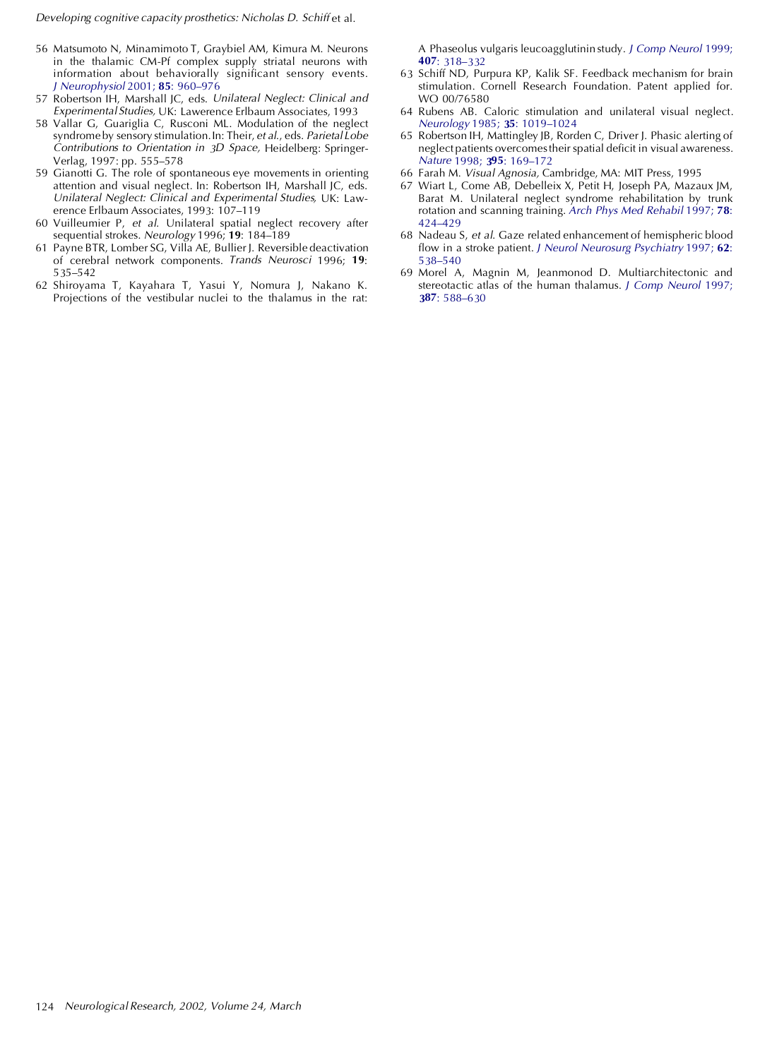56 Matsumoto N, Minamimoto T, Graybiel AM, Kimura M. Neurons in the thalamic CM-Pf complex supply striatal neurons with information about behaviorally significant sensory events. *J Neurophysiol* 2001; **85**: 960–976

57 Robertson IH, Marshall JC, eds. *Unilateral Neglect: Clinical and Experimental Studies,* UK: Lawerence Erlbaum Associates, 1993

58 Vallar G, Guariglia C, Rusconi ML. Modulation of the neglect syndrome by sensory stimulation. In: Their, *et al.*, eds. *Parietal Lobe Contributions to Orientation in 3D Space,* Heidelberg: Springer-Verlag, 1997: pp. 555–578

59 Gianotti G. The role of spontaneous eye movements in orienting attention and visual neglect. In: Robertson IH, Marshall JC, eds. *Unilateral Neglect: Clinical and Experimental Studies,* UK: Lawerence Erlbaum Associates, 1993: 107–119

60 Vuilleumier P, *et al.* Unilateral spatial neglect recovery after sequential strokes. *Neurology* 1996; **19**: 184–189

61 Payne BTR, Lomber SG, Villa AE, Bullier J. Reversible deactivation of cerebral network components. *Trands Neurosci* 1996; **19**: 535–542

62 Shiroyama T, Kayahara T, Yasui Y, Nomura J, Nakano K. Projections of the vestibular nuclei to the thalamus in the rat: A Phaseolus vulgaris leucoagglutinin study. *J Comp Neurol* 1999; **407**: 318–332

63 Schiff ND, Purpura KP, Kalik SF. Feedback mechanism for brain stimulation. Cornell Research Foundation. Patent applied for. WO 00/76580

64 Rubens AB. Caloric stimulation and unilateral visual neglect. *Neurology* 1985; **35**: 1019–1024

65 Robertson IH, Mattingley JB, Rorden C, Driver J. Phasic alerting of neglect patients overcomes their spatial deficit in visual awareness. *Nature* 1998; **395**: 169–172

66 Farah M. *Visual Agnosia,* Cambridge, MA: MIT Press, 1995

67 Wiart L, Come AB, Debelleix X, Petit H, Joseph PA, Mazaux JM, Barat M. Unilateral neglect syndrome rehabilitation by trunk rotation and scanning training. *Arch Phys Med Rehabil* 1997; **78**: 424–429

68 Nadeau S, *et al.* Gaze related enhancement of hemispheric blood flow in a stroke patient. *J Neurol Neurosurg Psychiatry* 1997; **62**: 538–540

69 Morel A, Magnin M, Jeanmonod D. Multiarchitectonic and stereotactic atlas of the human thalamus. *J Comp Neurol* 1997; **387**: 588–630